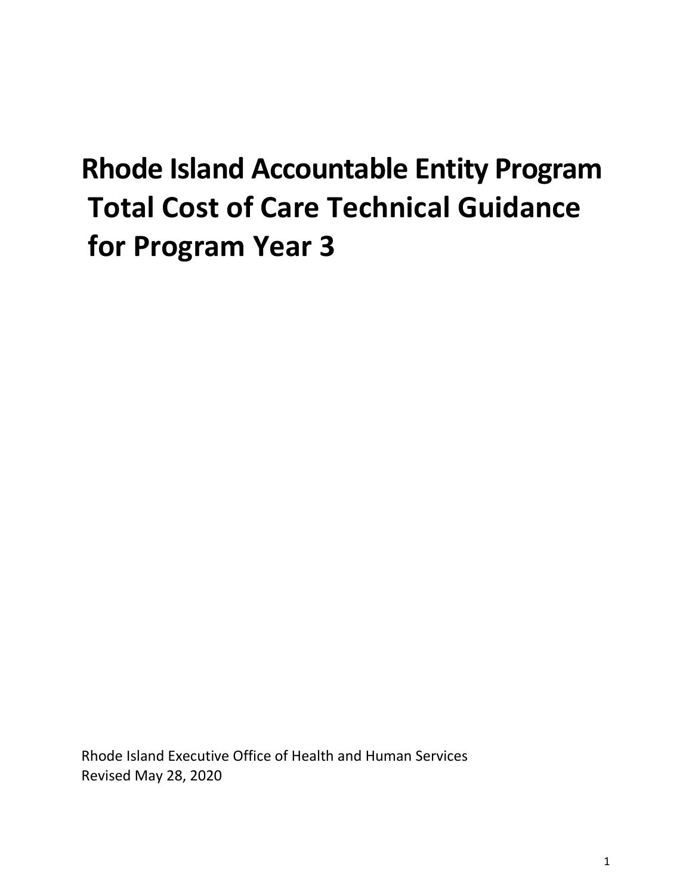# Rhode Island Accountable Entity Program Total Cost of Care Technical Guidance for Program Year 3

Rhode Island Executive Office of Health and Human Services
Revised May 28, 2020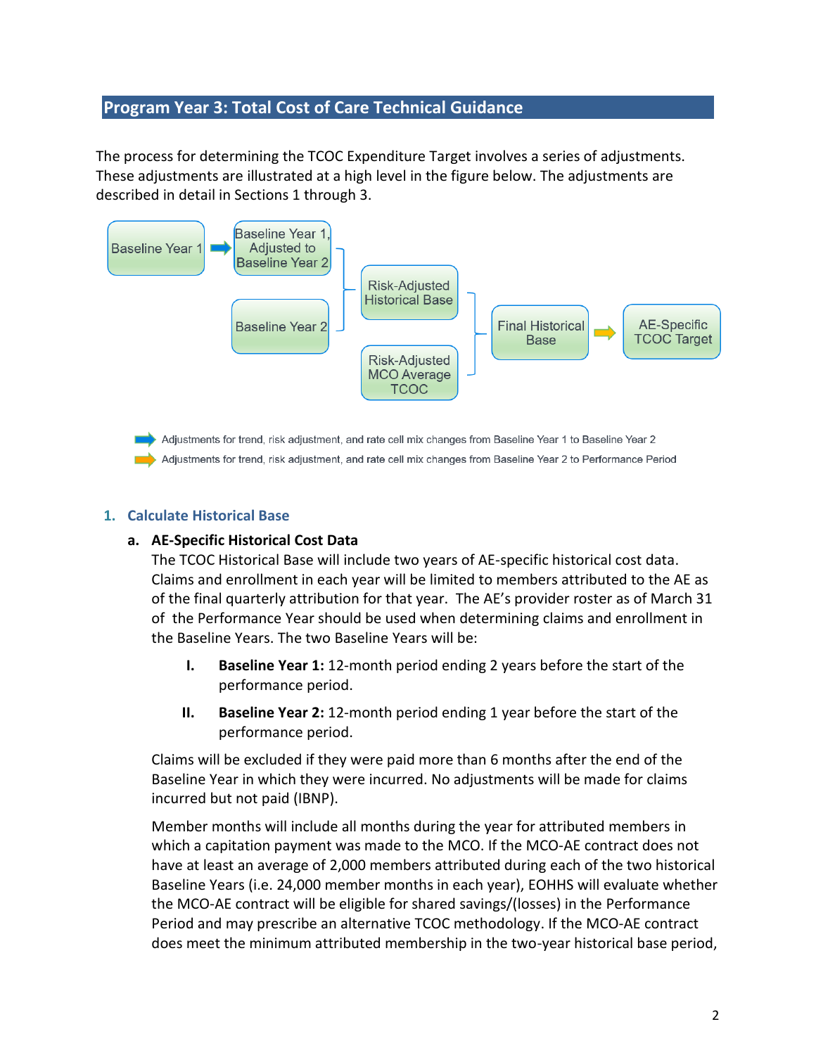## Program Year 3: Total Cost of Care Technical Guidance

The process for determining the TCOC Expenditure Target involves a series of adjustments. These adjustments are illustrated at a high level in the figure below. The adjustments are described in detail in Sections 1 through 3.

Baseline Year 1 → Baseline Year 1, Adjusted to Baseline Year 2

Baseline Year 2

Risk-Adjusted Historical Base

Risk-Adjusted MCO Average TCOC

Final Historical Base → AE-Specific TCOC Target

Adjustments for trend, risk adjustment, and rate cell mix changes from Baseline Year 1 to Baseline Year 2

Adjustments for trend, risk adjustment, and rate cell mix changes from Baseline Year 2 to Performance Period

### 1. Calculate Historical Base

#### a. AE-Specific Historical Cost Data

The TCOC Historical Base will include two years of AE-specific historical cost data. Claims and enrollment in each year will be limited to members attributed to the AE as of the final quarterly attribution for that year. The AE's provider roster as of March 31 of the Performance Year should be used when determining claims and enrollment in the Baseline Years. The two Baseline Years will be:

I. **Baseline Year 1:** 12-month period ending 2 years before the start of the performance period.

II. **Baseline Year 2:** 12-month period ending 1 year before the start of the performance period.

Claims will be excluded if they were paid more than 6 months after the end of the Baseline Year in which they were incurred. No adjustments will be made for claims incurred but not paid (IBNP).

Member months will include all months during the year for attributed members in which a capitation payment was made to the MCO. If the MCO-AE contract does not have at least an average of 2,000 members attributed during each of the two historical Baseline Years (i.e. 24,000 member months in each year), EOHHS will evaluate whether the MCO-AE contract will be eligible for shared savings/(losses) in the Performance Period and may prescribe an alternative TCOC methodology. If the MCO-AE contract does meet the minimum attributed membership in the two-year historical base period,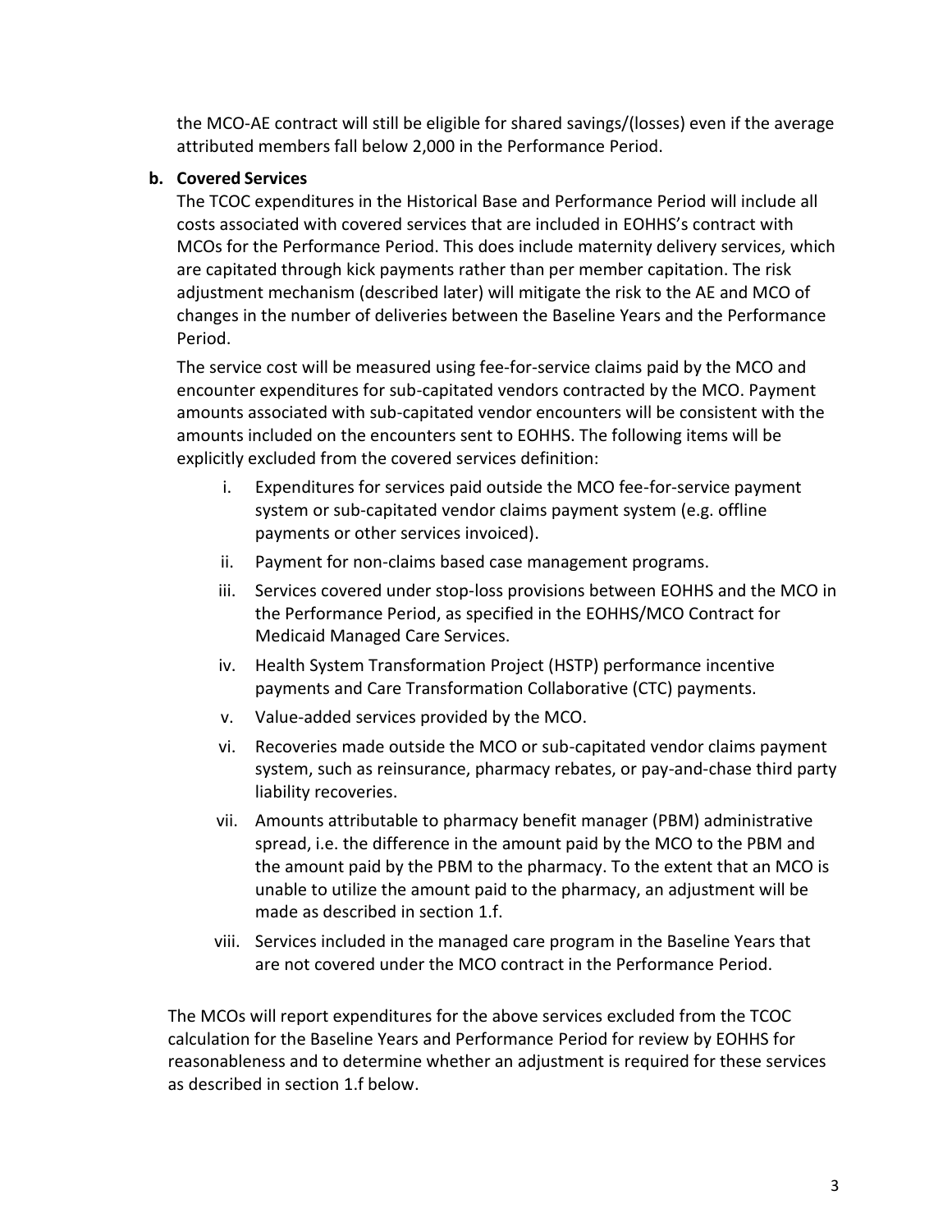the MCO-AE contract will still be eligible for shared savings/(losses) even if the average attributed members fall below 2,000 in the Performance Period.

**b. Covered Services**

The TCOC expenditures in the Historical Base and Performance Period will include all costs associated with covered services that are included in EOHHS's contract with MCOs for the Performance Period. This does include maternity delivery services, which are capitated through kick payments rather than per member capitation. The risk adjustment mechanism (described later) will mitigate the risk to the AE and MCO of changes in the number of deliveries between the Baseline Years and the Performance Period.

The service cost will be measured using fee-for-service claims paid by the MCO and encounter expenditures for sub-capitated vendors contracted by the MCO. Payment amounts associated with sub-capitated vendor encounters will be consistent with the amounts included on the encounters sent to EOHHS. The following items will be explicitly excluded from the covered services definition:

i. Expenditures for services paid outside the MCO fee-for-service payment system or sub-capitated vendor claims payment system (e.g. offline payments or other services invoiced).
ii. Payment for non-claims based case management programs.
iii. Services covered under stop-loss provisions between EOHHS and the MCO in the Performance Period, as specified in the EOHHS/MCO Contract for Medicaid Managed Care Services.
iv. Health System Transformation Project (HSTP) performance incentive payments and Care Transformation Collaborative (CTC) payments.
v. Value-added services provided by the MCO.
vi. Recoveries made outside the MCO or sub-capitated vendor claims payment system, such as reinsurance, pharmacy rebates, or pay-and-chase third party liability recoveries.
vii. Amounts attributable to pharmacy benefit manager (PBM) administrative spread, i.e. the difference in the amount paid by the MCO to the PBM and the amount paid by the PBM to the pharmacy. To the extent that an MCO is unable to utilize the amount paid to the pharmacy, an adjustment will be made as described in section 1.f.
viii. Services included in the managed care program in the Baseline Years that are not covered under the MCO contract in the Performance Period.

The MCOs will report expenditures for the above services excluded from the TCOC calculation for the Baseline Years and Performance Period for review by EOHHS for reasonableness and to determine whether an adjustment is required for these services as described in section 1.f below.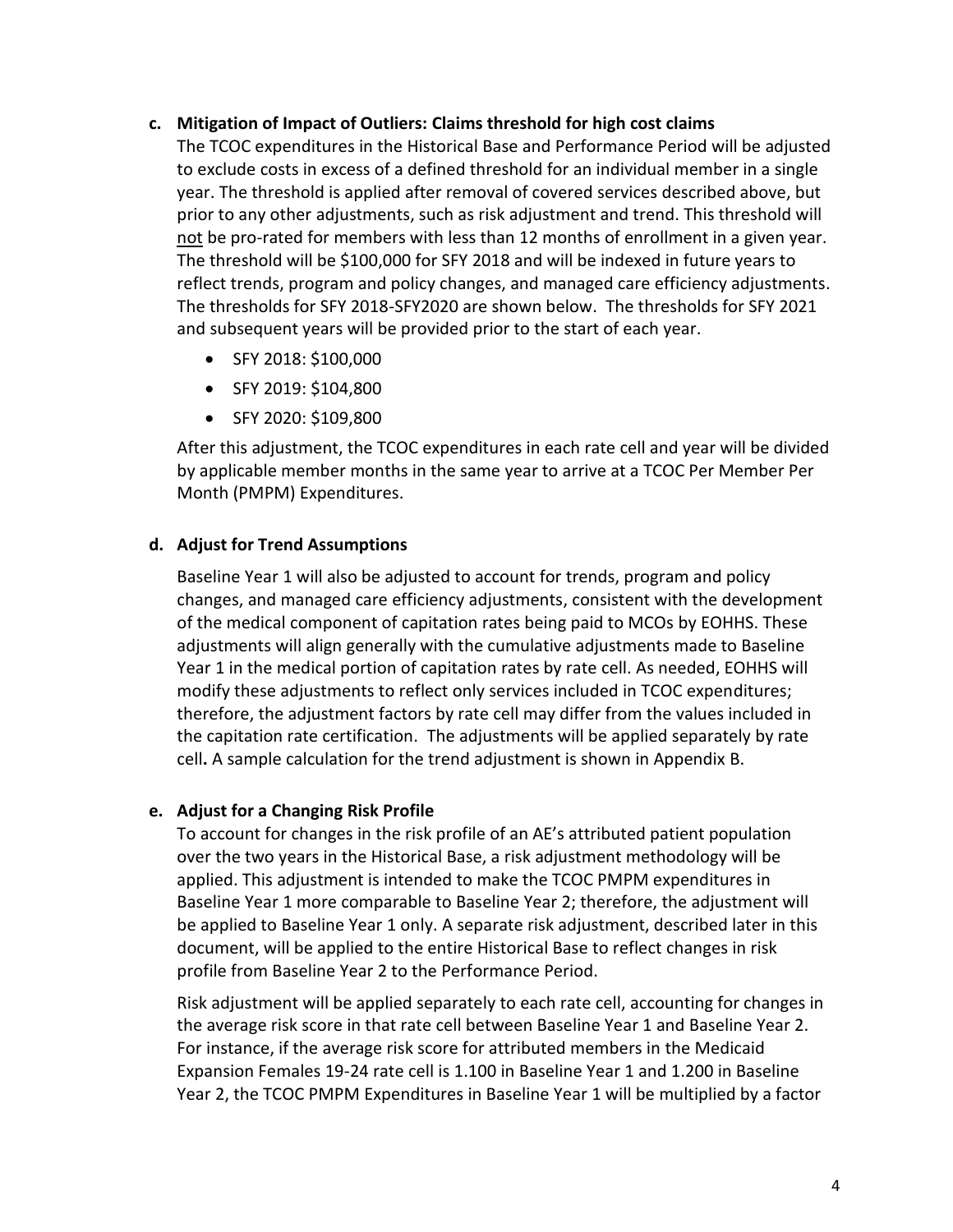**c. Mitigation of Impact of Outliers: Claims threshold for high cost claims**

The TCOC expenditures in the Historical Base and Performance Period will be adjusted to exclude costs in excess of a defined threshold for an individual member in a single year. The threshold is applied after removal of covered services described above, but prior to any other adjustments, such as risk adjustment and trend. This threshold will not be pro-rated for members with less than 12 months of enrollment in a given year. The threshold will be $100,000 for SFY 2018 and will be indexed in future years to reflect trends, program and policy changes, and managed care efficiency adjustments. The thresholds for SFY 2018-SFY2020 are shown below. The thresholds for SFY 2021 and subsequent years will be provided prior to the start of each year.

- SFY 2018: $100,000
- SFY 2019: $104,800
- SFY 2020: $109,800

After this adjustment, the TCOC expenditures in each rate cell and year will be divided by applicable member months in the same year to arrive at a TCOC Per Member Per Month (PMPM) Expenditures.

**d. Adjust for Trend Assumptions**

Baseline Year 1 will also be adjusted to account for trends, program and policy changes, and managed care efficiency adjustments, consistent with the development of the medical component of capitation rates being paid to MCOs by EOHHS. These adjustments will align generally with the cumulative adjustments made to Baseline Year 1 in the medical portion of capitation rates by rate cell. As needed, EOHHS will modify these adjustments to reflect only services included in TCOC expenditures; therefore, the adjustment factors by rate cell may differ from the values included in the capitation rate certification. The adjustments will be applied separately by rate cell**.** A sample calculation for the trend adjustment is shown in Appendix B.

**e. Adjust for a Changing Risk Profile**

To account for changes in the risk profile of an AE's attributed patient population over the two years in the Historical Base, a risk adjustment methodology will be applied. This adjustment is intended to make the TCOC PMPM expenditures in Baseline Year 1 more comparable to Baseline Year 2; therefore, the adjustment will be applied to Baseline Year 1 only. A separate risk adjustment, described later in this document, will be applied to the entire Historical Base to reflect changes in risk profile from Baseline Year 2 to the Performance Period.

Risk adjustment will be applied separately to each rate cell, accounting for changes in the average risk score in that rate cell between Baseline Year 1 and Baseline Year 2. For instance, if the average risk score for attributed members in the Medicaid Expansion Females 19-24 rate cell is 1.100 in Baseline Year 1 and 1.200 in Baseline Year 2, the TCOC PMPM Expenditures in Baseline Year 1 will be multiplied by a factor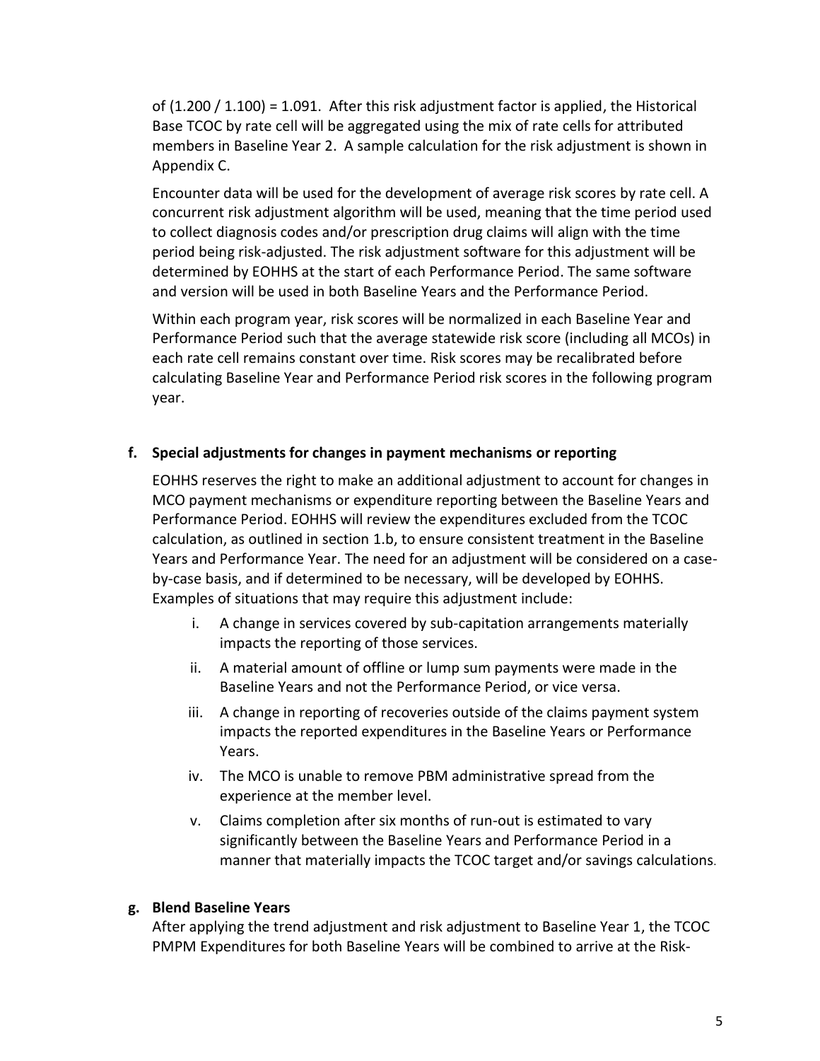of (1.200 / 1.100) = 1.091. After this risk adjustment factor is applied, the Historical Base TCOC by rate cell will be aggregated using the mix of rate cells for attributed members in Baseline Year 2. A sample calculation for the risk adjustment is shown in Appendix C.

Encounter data will be used for the development of average risk scores by rate cell. A concurrent risk adjustment algorithm will be used, meaning that the time period used to collect diagnosis codes and/or prescription drug claims will align with the time period being risk-adjusted. The risk adjustment software for this adjustment will be determined by EOHHS at the start of each Performance Period. The same software and version will be used in both Baseline Years and the Performance Period.

Within each program year, risk scores will be normalized in each Baseline Year and Performance Period such that the average statewide risk score (including all MCOs) in each rate cell remains constant over time. Risk scores may be recalibrated before calculating Baseline Year and Performance Period risk scores in the following program year.

**f. Special adjustments for changes in payment mechanisms or reporting**

EOHHS reserves the right to make an additional adjustment to account for changes in MCO payment mechanisms or expenditure reporting between the Baseline Years and Performance Period. EOHHS will review the expenditures excluded from the TCOC calculation, as outlined in section 1.b, to ensure consistent treatment in the Baseline Years and Performance Year. The need for an adjustment will be considered on a case-by-case basis, and if determined to be necessary, will be developed by EOHHS. Examples of situations that may require this adjustment include:

i. A change in services covered by sub-capitation arrangements materially impacts the reporting of those services.
ii. A material amount of offline or lump sum payments were made in the Baseline Years and not the Performance Period, or vice versa.
iii. A change in reporting of recoveries outside of the claims payment system impacts the reported expenditures in the Baseline Years or Performance Years.
iv. The MCO is unable to remove PBM administrative spread from the experience at the member level.
v. Claims completion after six months of run-out is estimated to vary significantly between the Baseline Years and Performance Period in a manner that materially impacts the TCOC target and/or savings calculations.

**g. Blend Baseline Years**

After applying the trend adjustment and risk adjustment to Baseline Year 1, the TCOC PMPM Expenditures for both Baseline Years will be combined to arrive at the Risk-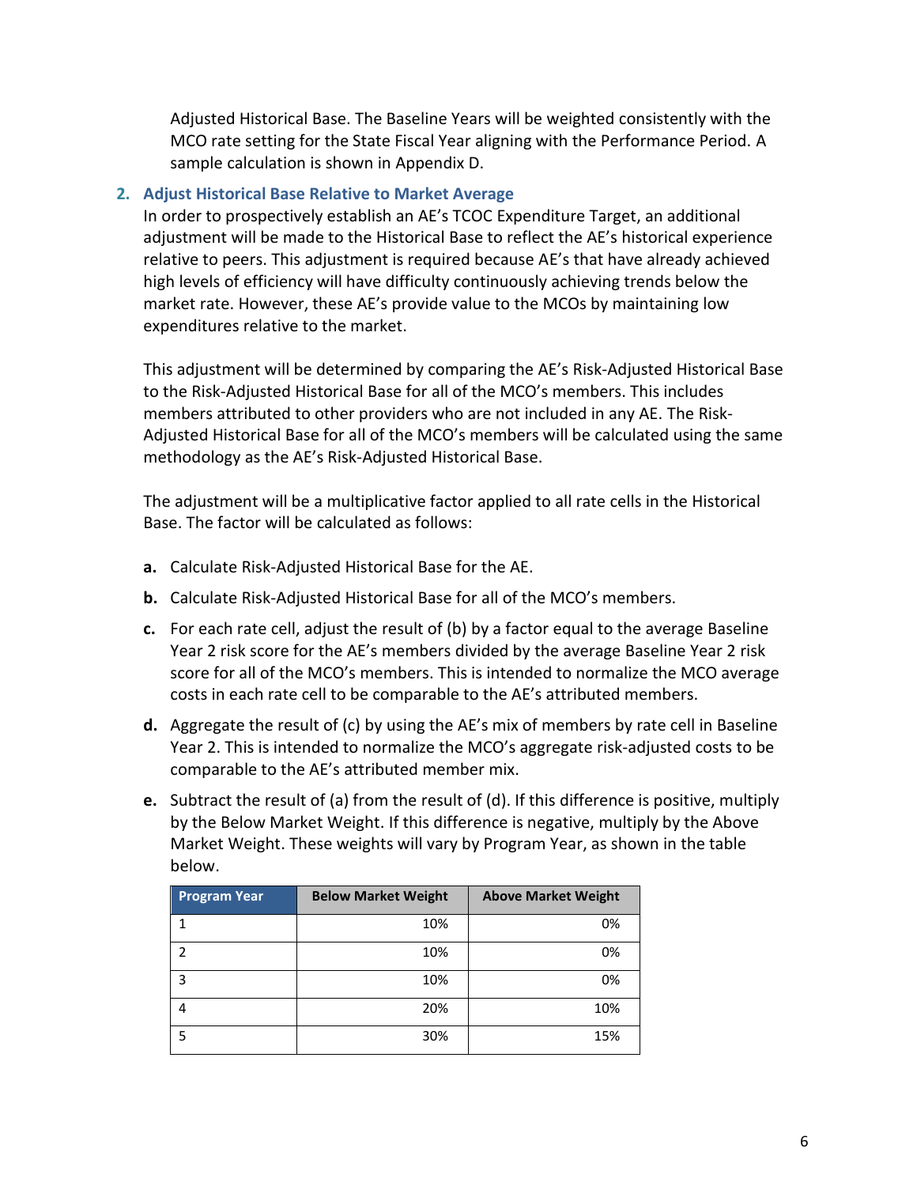Adjusted Historical Base. The Baseline Years will be weighted consistently with the MCO rate setting for the State Fiscal Year aligning with the Performance Period. A sample calculation is shown in Appendix D.

### 2. Adjust Historical Base Relative to Market Average

In order to prospectively establish an AE's TCOC Expenditure Target, an additional adjustment will be made to the Historical Base to reflect the AE's historical experience relative to peers. This adjustment is required because AE's that have already achieved high levels of efficiency will have difficulty continuously achieving trends below the market rate. However, these AE's provide value to the MCOs by maintaining low expenditures relative to the market.

This adjustment will be determined by comparing the AE's Risk-Adjusted Historical Base to the Risk-Adjusted Historical Base for all of the MCO's members. This includes members attributed to other providers who are not included in any AE. The Risk-Adjusted Historical Base for all of the MCO's members will be calculated using the same methodology as the AE's Risk-Adjusted Historical Base.

The adjustment will be a multiplicative factor applied to all rate cells in the Historical Base. The factor will be calculated as follows:

- **a.** Calculate Risk-Adjusted Historical Base for the AE.
- **b.** Calculate Risk-Adjusted Historical Base for all of the MCO's members.
- **c.** For each rate cell, adjust the result of (b) by a factor equal to the average Baseline Year 2 risk score for the AE's members divided by the average Baseline Year 2 risk score for all of the MCO's members. This is intended to normalize the MCO average costs in each rate cell to be comparable to the AE's attributed members.
- **d.** Aggregate the result of (c) by using the AE's mix of members by rate cell in Baseline Year 2. This is intended to normalize the MCO's aggregate risk-adjusted costs to be comparable to the AE's attributed member mix.
- **e.** Subtract the result of (a) from the result of (d). If this difference is positive, multiply by the Below Market Weight. If this difference is negative, multiply by the Above Market Weight. These weights will vary by Program Year, as shown in the table below.

| Program Year | Below Market Weight | Above Market Weight |
|---|---|---|
| 1 | 10% | 0% |
| 2 | 10% | 0% |
| 3 | 10% | 0% |
| 4 | 20% | 10% |
| 5 | 30% | 15% |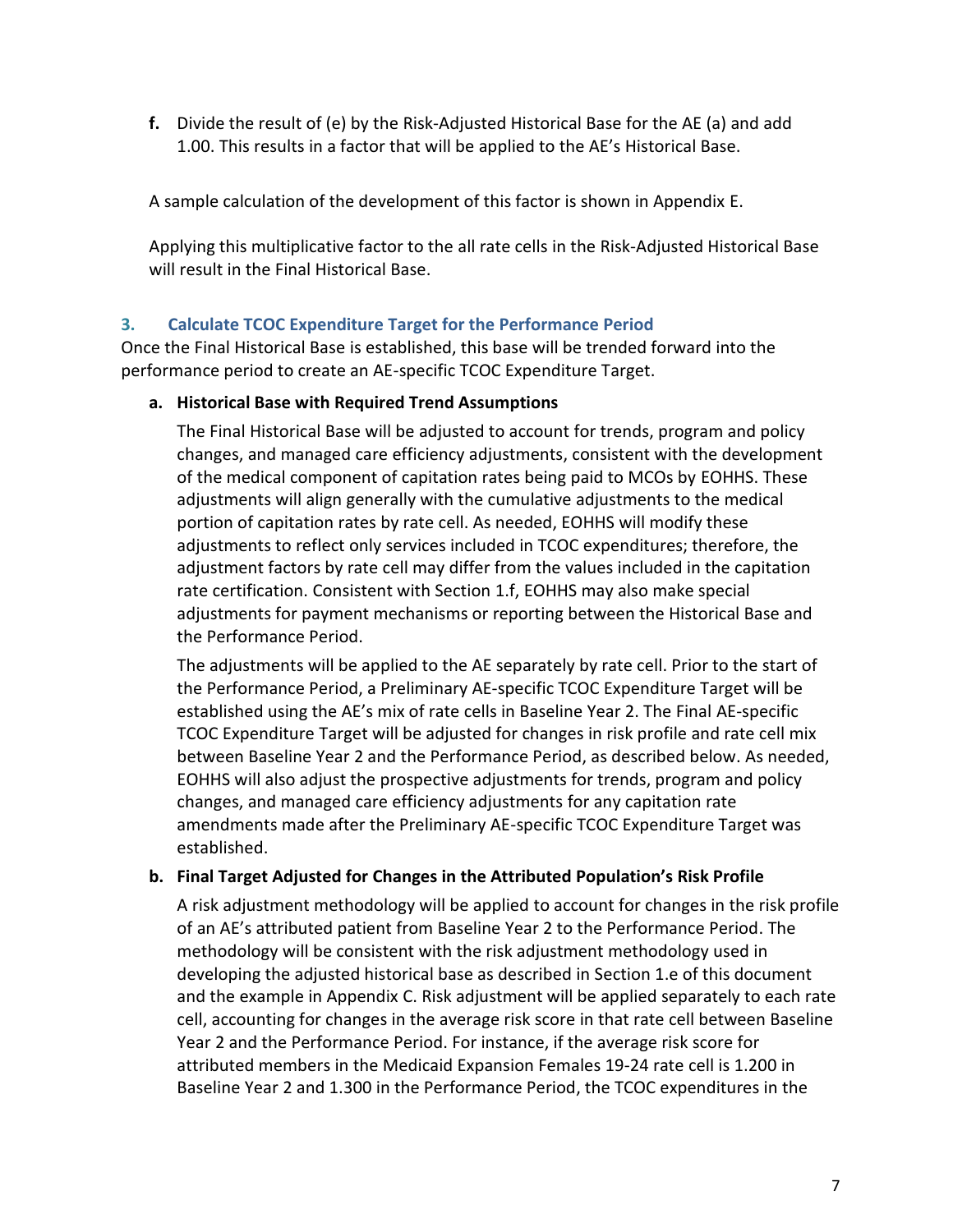**f.** Divide the result of (e) by the Risk-Adjusted Historical Base for the AE (a) and add 1.00. This results in a factor that will be applied to the AE's Historical Base.

A sample calculation of the development of this factor is shown in Appendix E.

Applying this multiplicative factor to the all rate cells in the Risk-Adjusted Historical Base will result in the Final Historical Base.

### 3. Calculate TCOC Expenditure Target for the Performance Period

Once the Final Historical Base is established, this base will be trended forward into the performance period to create an AE-specific TCOC Expenditure Target.

**a. Historical Base with Required Trend Assumptions**

The Final Historical Base will be adjusted to account for trends, program and policy changes, and managed care efficiency adjustments, consistent with the development of the medical component of capitation rates being paid to MCOs by EOHHS. These adjustments will align generally with the cumulative adjustments to the medical portion of capitation rates by rate cell. As needed, EOHHS will modify these adjustments to reflect only services included in TCOC expenditures; therefore, the adjustment factors by rate cell may differ from the values included in the capitation rate certification. Consistent with Section 1.f, EOHHS may also make special adjustments for payment mechanisms or reporting between the Historical Base and the Performance Period.

The adjustments will be applied to the AE separately by rate cell. Prior to the start of the Performance Period, a Preliminary AE-specific TCOC Expenditure Target will be established using the AE's mix of rate cells in Baseline Year 2. The Final AE-specific TCOC Expenditure Target will be adjusted for changes in risk profile and rate cell mix between Baseline Year 2 and the Performance Period, as described below. As needed, EOHHS will also adjust the prospective adjustments for trends, program and policy changes, and managed care efficiency adjustments for any capitation rate amendments made after the Preliminary AE-specific TCOC Expenditure Target was established.

**b. Final Target Adjusted for Changes in the Attributed Population's Risk Profile**

A risk adjustment methodology will be applied to account for changes in the risk profile of an AE's attributed patient from Baseline Year 2 to the Performance Period. The methodology will be consistent with the risk adjustment methodology used in developing the adjusted historical base as described in Section 1.e of this document and the example in Appendix C. Risk adjustment will be applied separately to each rate cell, accounting for changes in the average risk score in that rate cell between Baseline Year 2 and the Performance Period. For instance, if the average risk score for attributed members in the Medicaid Expansion Females 19-24 rate cell is 1.200 in Baseline Year 2 and 1.300 in the Performance Period, the TCOC expenditures in the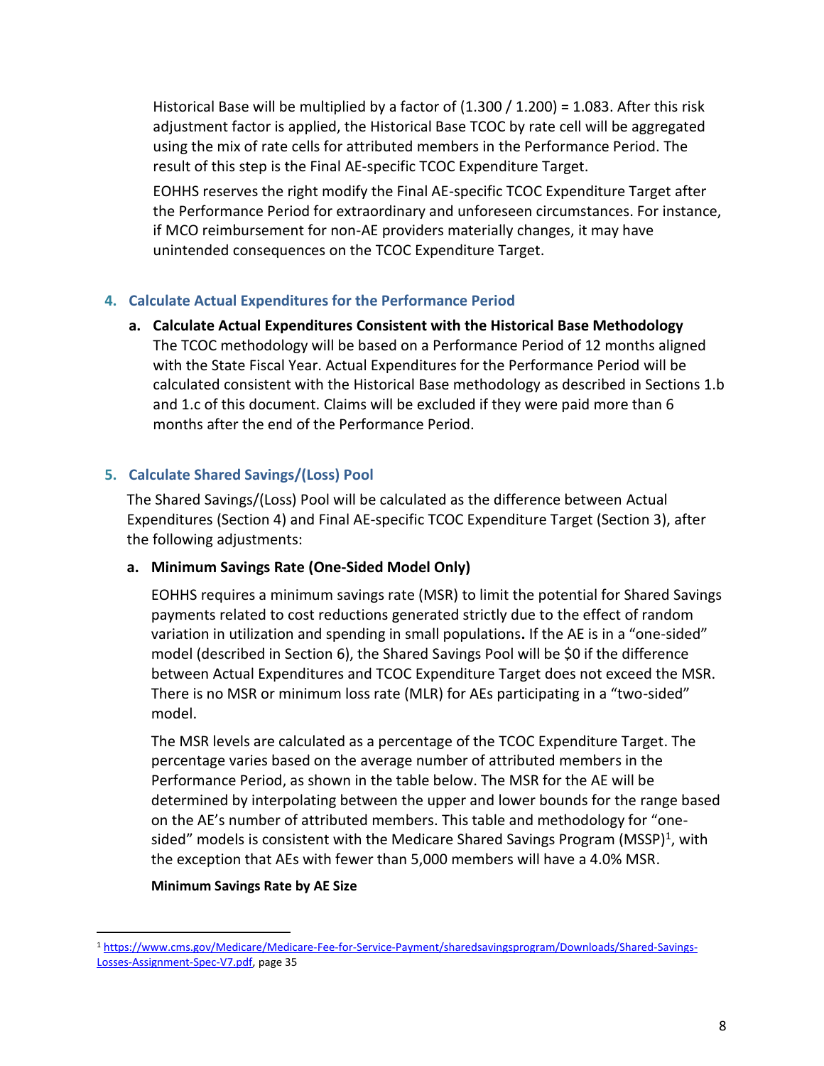Historical Base will be multiplied by a factor of (1.300 / 1.200) = 1.083. After this risk adjustment factor is applied, the Historical Base TCOC by rate cell will be aggregated using the mix of rate cells for attributed members in the Performance Period. The result of this step is the Final AE-specific TCOC Expenditure Target.

EOHHS reserves the right modify the Final AE-specific TCOC Expenditure Target after the Performance Period for extraordinary and unforeseen circumstances. For instance, if MCO reimbursement for non-AE providers materially changes, it may have unintended consequences on the TCOC Expenditure Target.

## 4. Calculate Actual Expenditures for the Performance Period

### a. Calculate Actual Expenditures Consistent with the Historical Base Methodology

The TCOC methodology will be based on a Performance Period of 12 months aligned with the State Fiscal Year. Actual Expenditures for the Performance Period will be calculated consistent with the Historical Base methodology as described in Sections 1.b and 1.c of this document. Claims will be excluded if they were paid more than 6 months after the end of the Performance Period.

## 5. Calculate Shared Savings/(Loss) Pool

The Shared Savings/(Loss) Pool will be calculated as the difference between Actual Expenditures (Section 4) and Final AE-specific TCOC Expenditure Target (Section 3), after the following adjustments:

### a. Minimum Savings Rate (One-Sided Model Only)

EOHHS requires a minimum savings rate (MSR) to limit the potential for Shared Savings payments related to cost reductions generated strictly due to the effect of random variation in utilization and spending in small populations**.** If the AE is in a "one-sided" model (described in Section 6), the Shared Savings Pool will be $0 if the difference between Actual Expenditures and TCOC Expenditure Target does not exceed the MSR. There is no MSR or minimum loss rate (MLR) for AEs participating in a "two-sided" model.

The MSR levels are calculated as a percentage of the TCOC Expenditure Target. The percentage varies based on the average number of attributed members in the Performance Period, as shown in the table below. The MSR for the AE will be determined by interpolating between the upper and lower bounds for the range based on the AE's number of attributed members. This table and methodology for "one-sided" models is consistent with the Medicare Shared Savings Program (MSSP)[1], with the exception that AEs with fewer than 5,000 members will have a 4.0% MSR.

**Minimum Savings Rate by AE Size**

---

[1] https://www.cms.gov/Medicare/Medicare-Fee-for-Service-Payment/sharedsavingsprogram/Downloads/Shared-Savings-Losses-Assignment-Spec-V7.pdf, page 35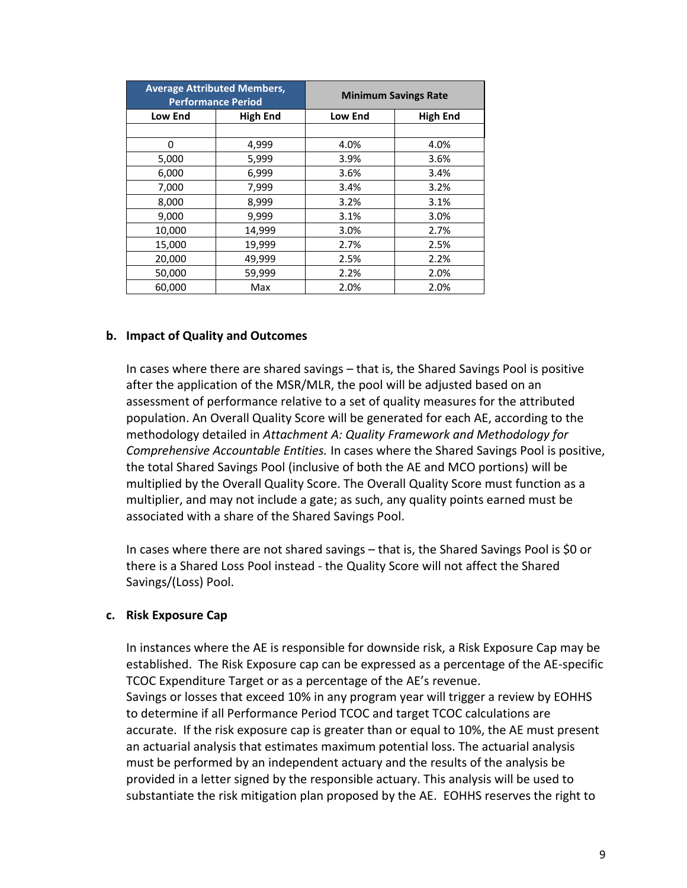| Average Attributed Members, Performance Period | | Minimum Savings Rate | |
|---|---|---|---|
| Low End | High End | Low End | High End |
| | | | |
| 0 | 4,999 | 4.0% | 4.0% |
| 5,000 | 5,999 | 3.9% | 3.6% |
| 6,000 | 6,999 | 3.6% | 3.4% |
| 7,000 | 7,999 | 3.4% | 3.2% |
| 8,000 | 8,999 | 3.2% | 3.1% |
| 9,000 | 9,999 | 3.1% | 3.0% |
| 10,000 | 14,999 | 3.0% | 2.7% |
| 15,000 | 19,999 | 2.7% | 2.5% |
| 20,000 | 49,999 | 2.5% | 2.2% |
| 50,000 | 59,999 | 2.2% | 2.0% |
| 60,000 | Max | 2.0% | 2.0% |

### b. Impact of Quality and Outcomes

In cases where there are shared savings – that is, the Shared Savings Pool is positive after the application of the MSR/MLR, the pool will be adjusted based on an assessment of performance relative to a set of quality measures for the attributed population. An Overall Quality Score will be generated for each AE, according to the methodology detailed in *Attachment A: Quality Framework and Methodology for Comprehensive Accountable Entities.* In cases where the Shared Savings Pool is positive, the total Shared Savings Pool (inclusive of both the AE and MCO portions) will be multiplied by the Overall Quality Score. The Overall Quality Score must function as a multiplier, and may not include a gate; as such, any quality points earned must be associated with a share of the Shared Savings Pool.

In cases where there are not shared savings – that is, the Shared Savings Pool is $0 or there is a Shared Loss Pool instead - the Quality Score will not affect the Shared Savings/(Loss) Pool.

### c. Risk Exposure Cap

In instances where the AE is responsible for downside risk, a Risk Exposure Cap may be established. The Risk Exposure cap can be expressed as a percentage of the AE-specific TCOC Expenditure Target or as a percentage of the AE's revenue.
Savings or losses that exceed 10% in any program year will trigger a review by EOHHS to determine if all Performance Period TCOC and target TCOC calculations are accurate. If the risk exposure cap is greater than or equal to 10%, the AE must present an actuarial analysis that estimates maximum potential loss. The actuarial analysis must be performed by an independent actuary and the results of the analysis be provided in a letter signed by the responsible actuary. This analysis will be used to substantiate the risk mitigation plan proposed by the AE. EOHHS reserves the right to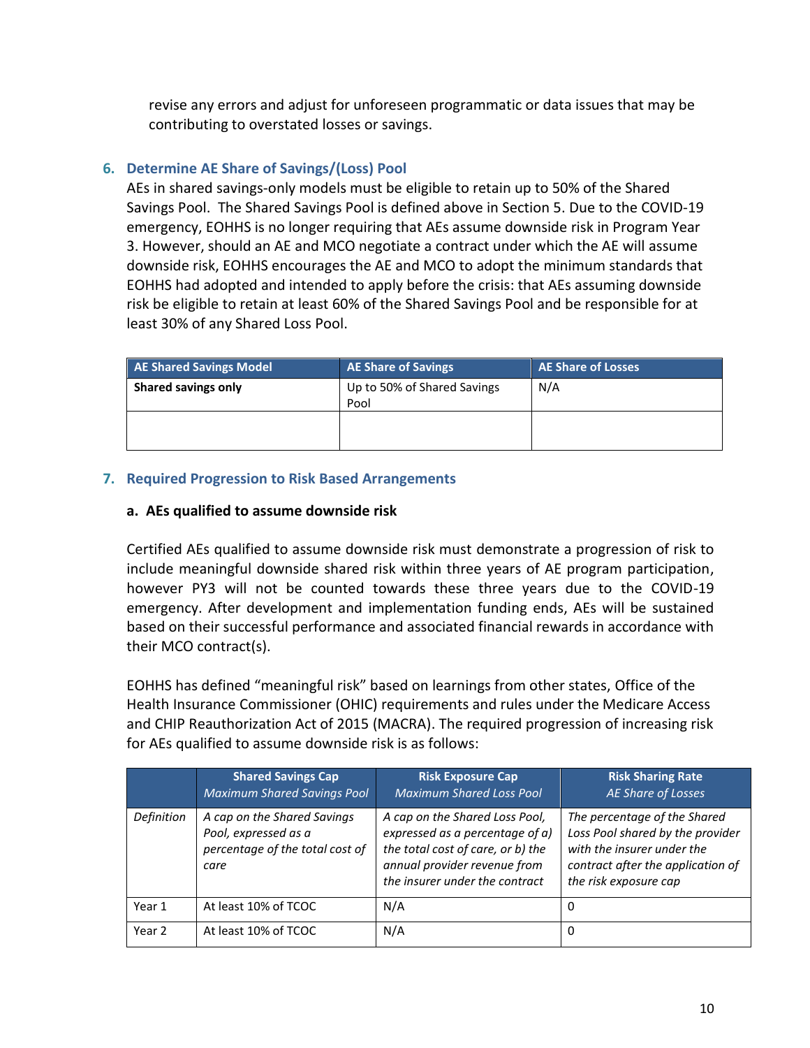revise any errors and adjust for unforeseen programmatic or data issues that may be contributing to overstated losses or savings.

### 6. Determine AE Share of Savings/(Loss) Pool

AEs in shared savings-only models must be eligible to retain up to 50% of the Shared Savings Pool. The Shared Savings Pool is defined above in Section 5. Due to the COVID-19 emergency, EOHHS is no longer requiring that AEs assume downside risk in Program Year 3. However, should an AE and MCO negotiate a contract under which the AE will assume downside risk, EOHHS encourages the AE and MCO to adopt the minimum standards that EOHHS had adopted and intended to apply before the crisis: that AEs assuming downside risk be eligible to retain at least 60% of the Shared Savings Pool and be responsible for at least 30% of any Shared Loss Pool.

| AE Shared Savings Model | AE Share of Savings | AE Share of Losses |
|---|---|---|
| **Shared savings only** | Up to 50% of Shared Savings Pool | N/A |
| | | |

### 7. Required Progression to Risk Based Arrangements

#### a. AEs qualified to assume downside risk

Certified AEs qualified to assume downside risk must demonstrate a progression of risk to include meaningful downside shared risk within three years of AE program participation, however PY3 will not be counted towards these three years due to the COVID-19 emergency. After development and implementation funding ends, AEs will be sustained based on their successful performance and associated financial rewards in accordance with their MCO contract(s).

EOHHS has defined "meaningful risk" based on learnings from other states, Office of the Health Insurance Commissioner (OHIC) requirements and rules under the Medicare Access and CHIP Reauthorization Act of 2015 (MACRA). The required progression of increasing risk for AEs qualified to assume downside risk is as follows:

| | Shared Savings Cap *Maximum Shared Savings Pool* | Risk Exposure Cap *Maximum Shared Loss Pool* | Risk Sharing Rate *AE Share of Losses* |
|---|---|---|---|
| *Definition* | *A cap on the Shared Savings Pool, expressed as a percentage of the total cost of care* | *A cap on the Shared Loss Pool, expressed as a percentage of a) the total cost of care, or b) the annual provider revenue from the insurer under the contract* | *The percentage of the Shared Loss Pool shared by the provider with the insurer under the contract after the application of the risk exposure cap* |
| Year 1 | At least 10% of TCOC | N/A | 0 |
| Year 2 | At least 10% of TCOC | N/A | 0 |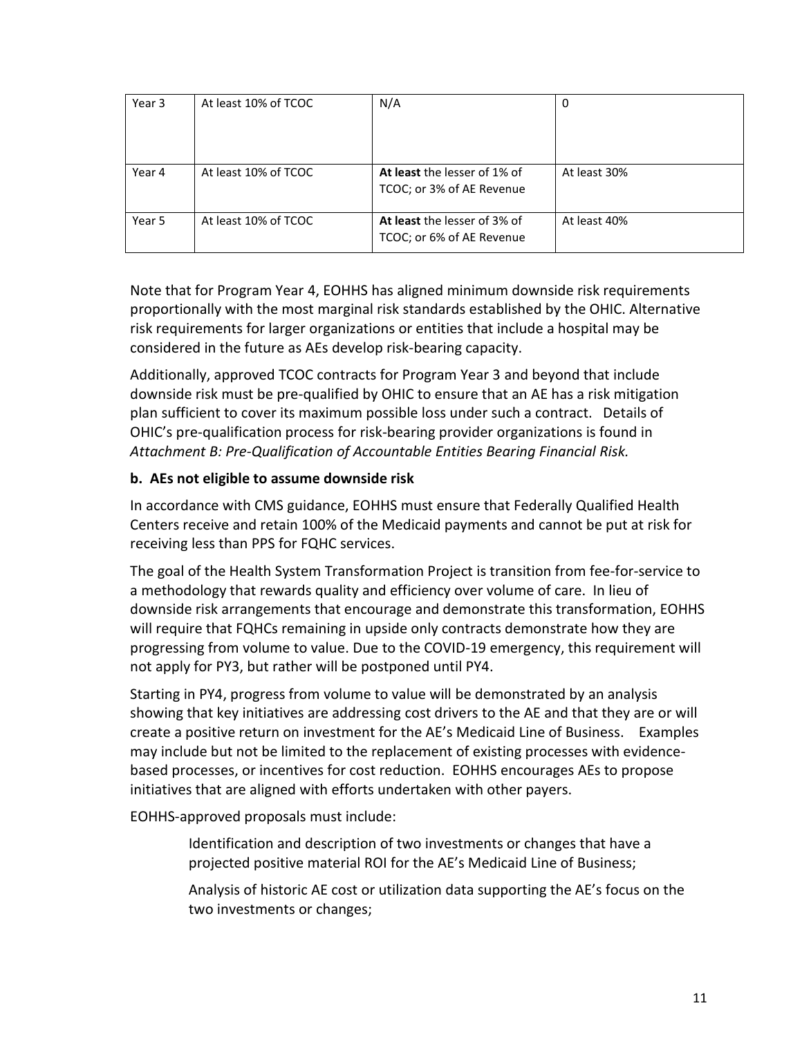| Year 3 | At least 10% of TCOC | N/A | 0 |
|---|---|---|---|
| Year 4 | At least 10% of TCOC | **At least** the lesser of 1% of TCOC; or 3% of AE Revenue | At least 30% |
| Year 5 | At least 10% of TCOC | **At least** the lesser of 3% of TCOC; or 6% of AE Revenue | At least 40% |

Note that for Program Year 4, EOHHS has aligned minimum downside risk requirements proportionally with the most marginal risk standards established by the OHIC. Alternative risk requirements for larger organizations or entities that include a hospital may be considered in the future as AEs develop risk-bearing capacity.

Additionally, approved TCOC contracts for Program Year 3 and beyond that include downside risk must be pre-qualified by OHIC to ensure that an AE has a risk mitigation plan sufficient to cover its maximum possible loss under such a contract. Details of OHIC's pre-qualification process for risk-bearing provider organizations is found in *Attachment B: Pre-Qualification of Accountable Entities Bearing Financial Risk.*

**b. AEs not eligible to assume downside risk**

In accordance with CMS guidance, EOHHS must ensure that Federally Qualified Health Centers receive and retain 100% of the Medicaid payments and cannot be put at risk for receiving less than PPS for FQHC services.

The goal of the Health System Transformation Project is transition from fee-for-service to a methodology that rewards quality and efficiency over volume of care. In lieu of downside risk arrangements that encourage and demonstrate this transformation, EOHHS will require that FQHCs remaining in upside only contracts demonstrate how they are progressing from volume to value. Due to the COVID-19 emergency, this requirement will not apply for PY3, but rather will be postponed until PY4.

Starting in PY4, progress from volume to value will be demonstrated by an analysis showing that key initiatives are addressing cost drivers to the AE and that they are or will create a positive return on investment for the AE's Medicaid Line of Business. Examples may include but not be limited to the replacement of existing processes with evidence-based processes, or incentives for cost reduction. EOHHS encourages AEs to propose initiatives that are aligned with efforts undertaken with other payers.

EOHHS-approved proposals must include:

Identification and description of two investments or changes that have a projected positive material ROI for the AE's Medicaid Line of Business;

Analysis of historic AE cost or utilization data supporting the AE's focus on the two investments or changes;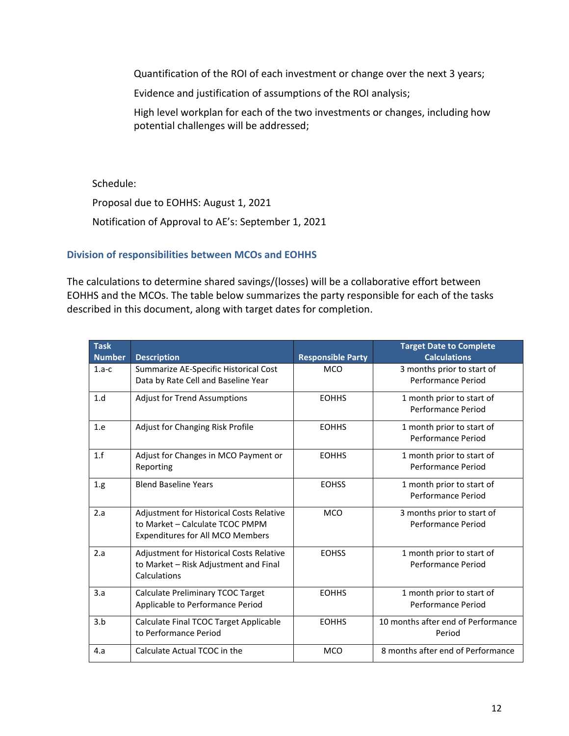Quantification of the ROI of each investment or change over the next 3 years;

Evidence and justification of assumptions of the ROI analysis;

High level workplan for each of the two investments or changes, including how potential challenges will be addressed;

Schedule:

Proposal due to EOHHS: August 1, 2021

Notification of Approval to AE's: September 1, 2021

### Division of responsibilities between MCOs and EOHHS

The calculations to determine shared savings/(losses) will be a collaborative effort between EOHHS and the MCOs. The table below summarizes the party responsible for each of the tasks described in this document, along with target dates for completion.

| Task Number | Description | Responsible Party | Target Date to Complete Calculations |
|---|---|---|---|
| 1.a-c | Summarize AE-Specific Historical Cost Data by Rate Cell and Baseline Year | MCO | 3 months prior to start of Performance Period |
| 1.d | Adjust for Trend Assumptions | EOHHS | 1 month prior to start of Performance Period |
| 1.e | Adjust for Changing Risk Profile | EOHHS | 1 month prior to start of Performance Period |
| 1.f | Adjust for Changes in MCO Payment or Reporting | EOHHS | 1 month prior to start of Performance Period |
| 1.g | Blend Baseline Years | EOHSS | 1 month prior to start of Performance Period |
| 2.a | Adjustment for Historical Costs Relative to Market – Calculate TCOC PMPM Expenditures for All MCO Members | MCO | 3 months prior to start of Performance Period |
| 2.a | Adjustment for Historical Costs Relative to Market – Risk Adjustment and Final Calculations | EOHSS | 1 month prior to start of Performance Period |
| 3.a | Calculate Preliminary TCOC Target Applicable to Performance Period | EOHHS | 1 month prior to start of Performance Period |
| 3.b | Calculate Final TCOC Target Applicable to Performance Period | EOHHS | 10 months after end of Performance Period |
| 4.a | Calculate Actual TCOC in the | MCO | 8 months after end of Performance |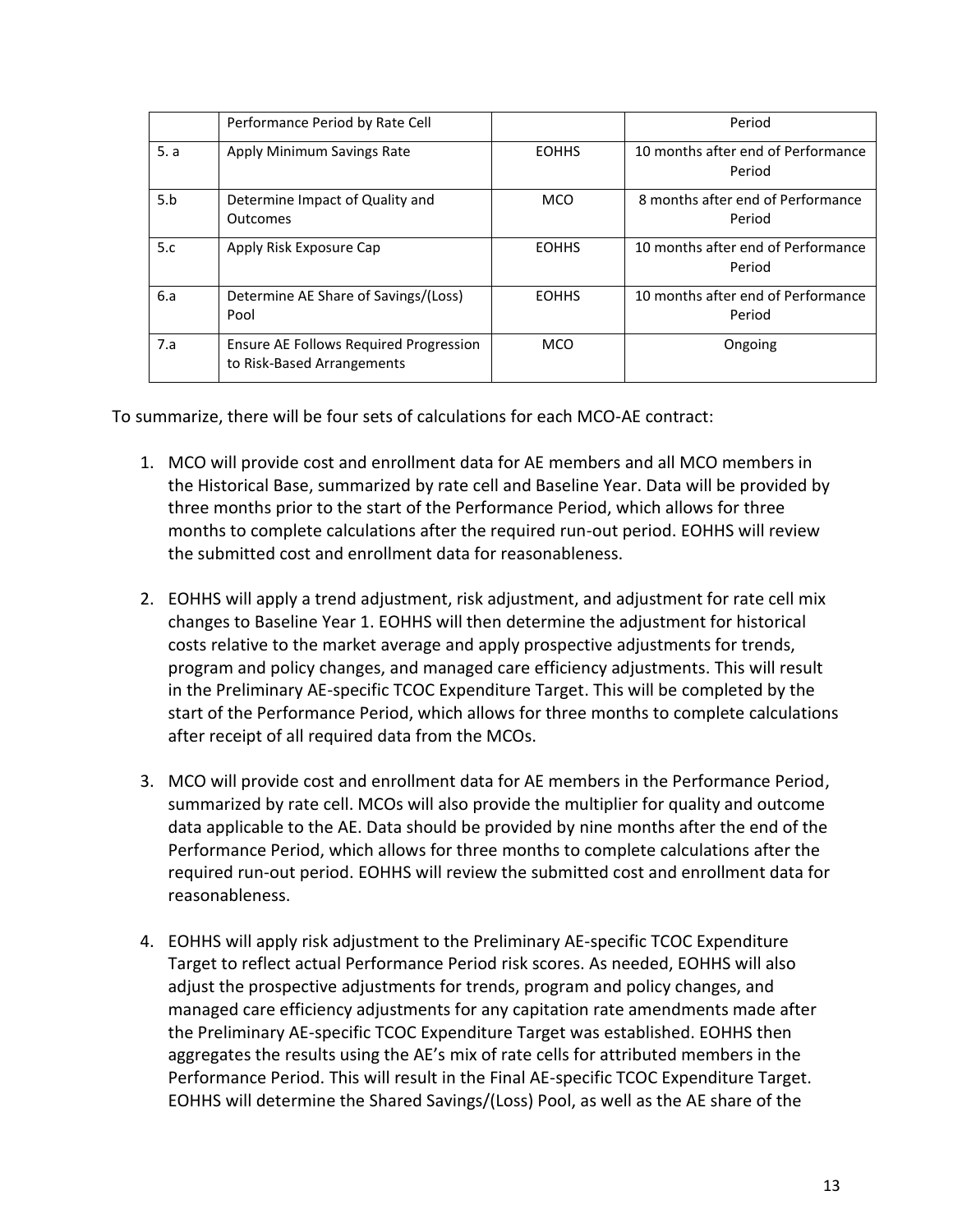|  | Performance Period by Rate Cell |  | Period |
|---|---|---|---|
| 5. a | Apply Minimum Savings Rate | EOHHS | 10 months after end of Performance Period |
| 5.b | Determine Impact of Quality and Outcomes | MCO | 8 months after end of Performance Period |
| 5.c | Apply Risk Exposure Cap | EOHHS | 10 months after end of Performance Period |
| 6.a | Determine AE Share of Savings/(Loss) Pool | EOHHS | 10 months after end of Performance Period |
| 7.a | Ensure AE Follows Required Progression to Risk-Based Arrangements | MCO | Ongoing |

To summarize, there will be four sets of calculations for each MCO-AE contract:

1. MCO will provide cost and enrollment data for AE members and all MCO members in the Historical Base, summarized by rate cell and Baseline Year. Data will be provided by three months prior to the start of the Performance Period, which allows for three months to complete calculations after the required run-out period. EOHHS will review the submitted cost and enrollment data for reasonableness.

2. EOHHS will apply a trend adjustment, risk adjustment, and adjustment for rate cell mix changes to Baseline Year 1. EOHHS will then determine the adjustment for historical costs relative to the market average and apply prospective adjustments for trends, program and policy changes, and managed care efficiency adjustments. This will result in the Preliminary AE-specific TCOC Expenditure Target. This will be completed by the start of the Performance Period, which allows for three months to complete calculations after receipt of all required data from the MCOs.

3. MCO will provide cost and enrollment data for AE members in the Performance Period, summarized by rate cell. MCOs will also provide the multiplier for quality and outcome data applicable to the AE. Data should be provided by nine months after the end of the Performance Period, which allows for three months to complete calculations after the required run-out period. EOHHS will review the submitted cost and enrollment data for reasonableness.

4. EOHHS will apply risk adjustment to the Preliminary AE-specific TCOC Expenditure Target to reflect actual Performance Period risk scores. As needed, EOHHS will also adjust the prospective adjustments for trends, program and policy changes, and managed care efficiency adjustments for any capitation rate amendments made after the Preliminary AE-specific TCOC Expenditure Target was established. EOHHS then aggregates the results using the AE's mix of rate cells for attributed members in the Performance Period. This will result in the Final AE-specific TCOC Expenditure Target. EOHHS will determine the Shared Savings/(Loss) Pool, as well as the AE share of the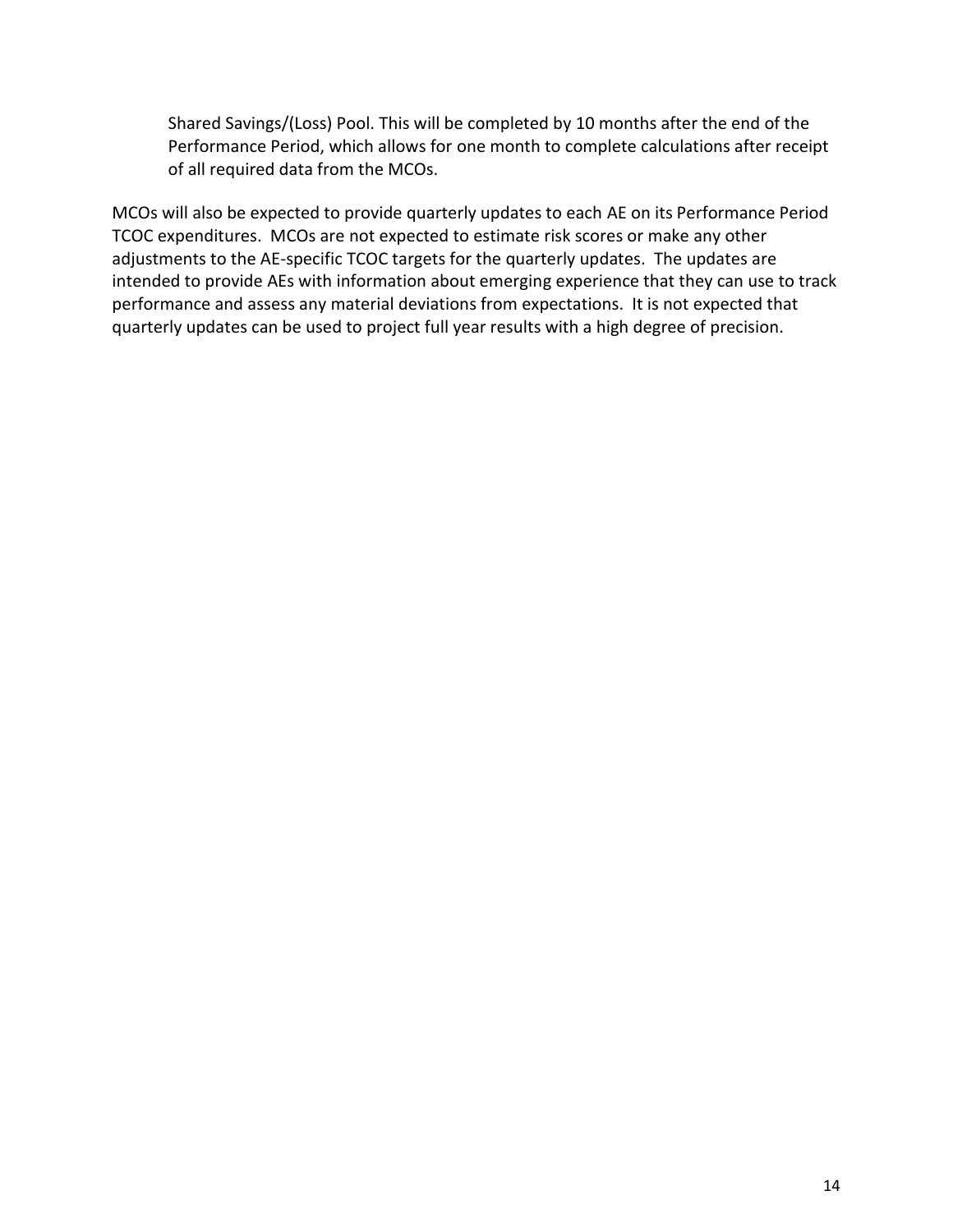Shared Savings/(Loss) Pool. This will be completed by 10 months after the end of the Performance Period, which allows for one month to complete calculations after receipt of all required data from the MCOs.

MCOs will also be expected to provide quarterly updates to each AE on its Performance Period TCOC expenditures. MCOs are not expected to estimate risk scores or make any other adjustments to the AE-specific TCOC targets for the quarterly updates. The updates are intended to provide AEs with information about emerging experience that they can use to track performance and assess any material deviations from expectations. It is not expected that quarterly updates can be used to project full year results with a high degree of precision.